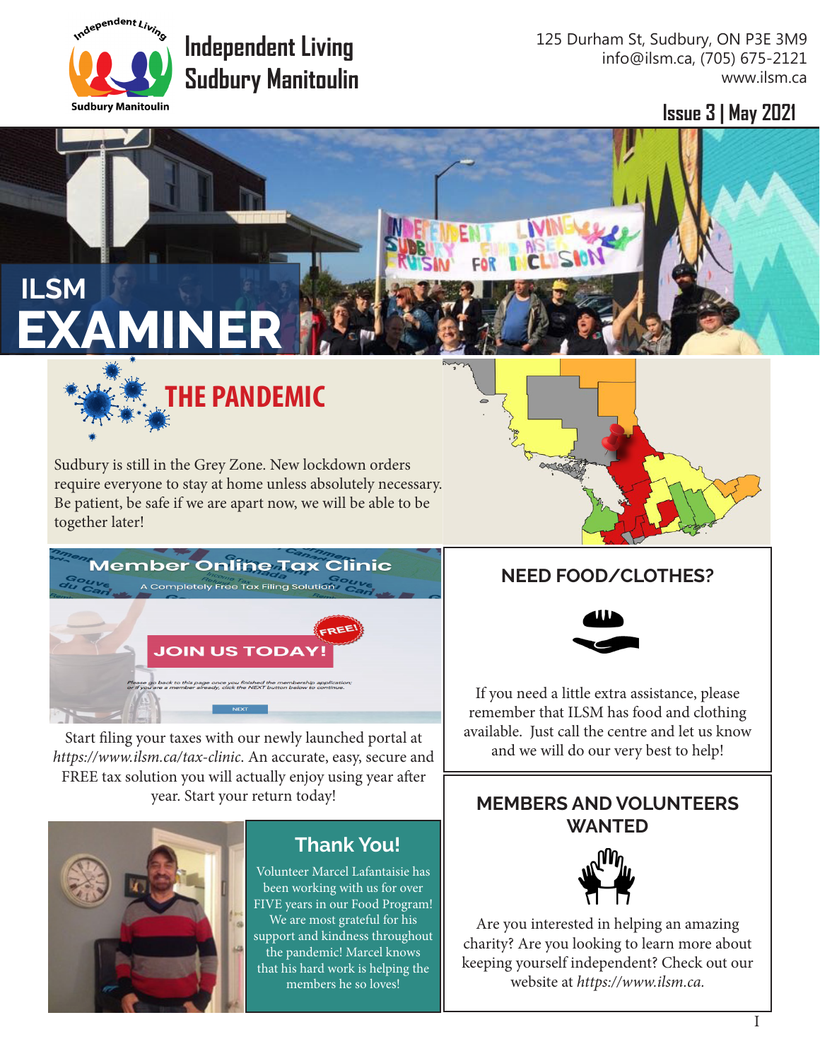# Independent Living Sudbury Manitoulin

125 Durham St, Sudbury, ON P3E 3M9
info@ilsm.ca, (705) 675-2121
www.ilsm.ca

**Issue 3 | May 2021**

# ILSM EXAMINER

## THE PANDEMIC

Sudbury is still in the Grey Zone. New lockdown orders require everyone to stay at home unless absolutely necessary. Be patient, be safe if we are apart now, we will be able to be together later!

## Member Online Tax Clinic

A Completely Free Tax Filing Solution

FREE! JOIN US TODAY!

Start filing your taxes with our newly launched portal at *https://www.ilsm.ca/tax-clinic*. An accurate, easy, secure and FREE tax solution you will actually enjoy using year after year. Start your return today!

## Thank You!

Volunteer Marcel Lafantaisie has been working with us for over FIVE years in our Food Program! We are most grateful for his support and kindness throughout the pandemic! Marcel knows that his hard work is helping the members he so loves!

## NEED FOOD/CLOTHES?

If you need a little extra assistance, please remember that ILSM has food and clothing available. Just call the centre and let us know and we will do our very best to help!

## MEMBERS AND VOLUNTEERS WANTED

Are you interested in helping an amazing charity? Are you looking to learn more about keeping yourself independent? Check out our website at *https://www.ilsm.ca.*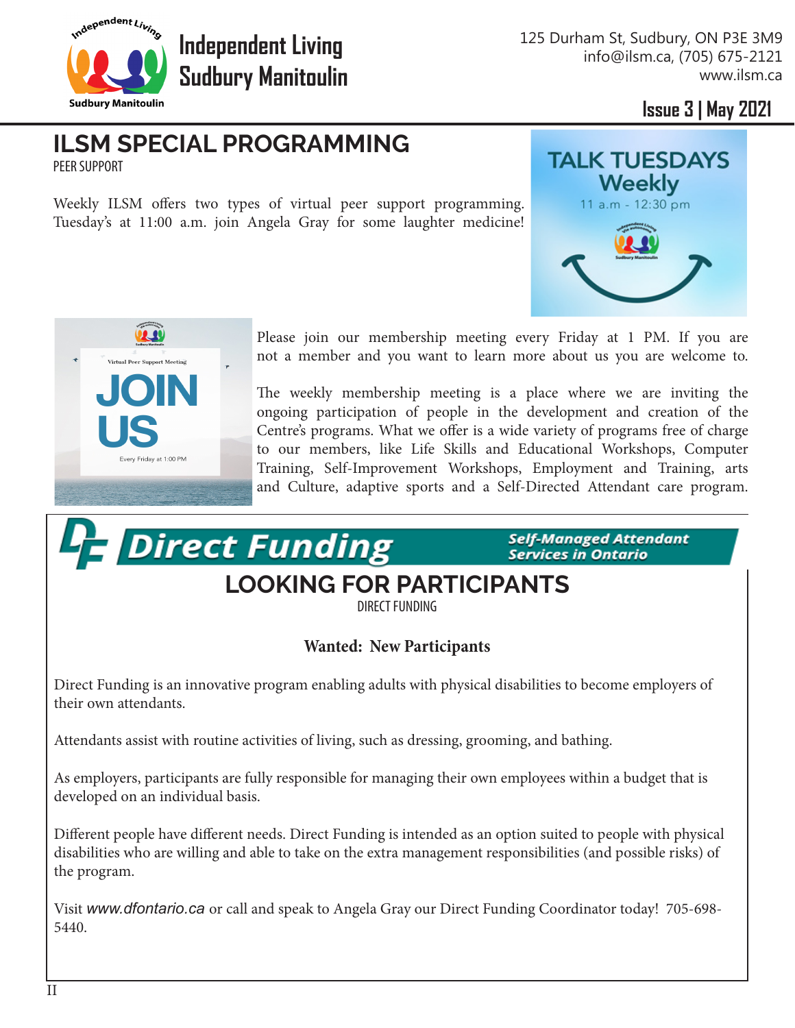# ILSM SPECIAL PROGRAMMING

PEER SUPPORT

Weekly ILSM offers two types of virtual peer support programming. Tuesday's at 11:00 a.m. join Angela Gray for some laughter medicine!

TALK TUESDAYS Weekly

11 a.m - 12:30 pm

Virtual Peer Support Meeting

JOIN US

Every Friday at 1:00 PM

Please join our membership meeting every Friday at 1 PM. If you are not a member and you want to learn more about us you are welcome to.

The weekly membership meeting is a place where we are inviting the ongoing participation of people in the development and creation of the Centre's programs. What we offer is a wide variety of programs free of charge to our members, like Life Skills and Educational Workshops, Computer Training, Self-Improvement Workshops, Employment and Training, arts and Culture, adaptive sports and a Self-Directed Attendant care program.

**Direct Funding** — Self-Managed Attendant Services in Ontario

## LOOKING FOR PARTICIPANTS

DIRECT FUNDING

**Wanted: New Participants**

Direct Funding is an innovative program enabling adults with physical disabilities to become employers of their own attendants.

Attendants assist with routine activities of living, such as dressing, grooming, and bathing.

As employers, participants are fully responsible for managing their own employees within a budget that is developed on an individual basis.

Different people have different needs. Direct Funding is intended as an option suited to people with physical disabilities who are willing and able to take on the extra management responsibilities (and possible risks) of the program.

Visit *www.dfontario.ca* or call and speak to Angela Gray our Direct Funding Coordinator today! 705-698-5440.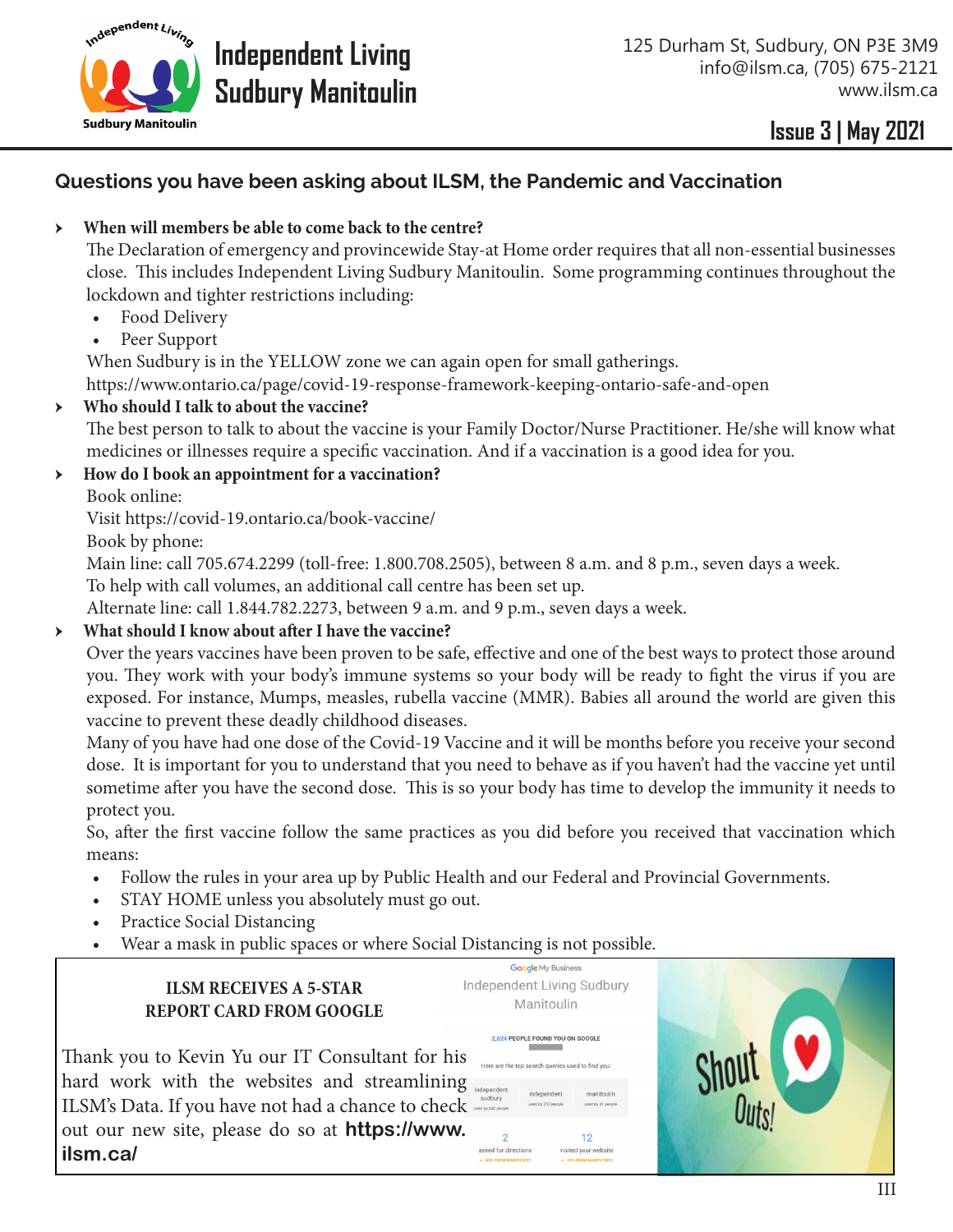Independent Living Sudbury Manitoulin

125 Durham St, Sudbury, ON P3E 3M9
info@ilsm.ca, (705) 675-2121
www.ilsm.ca

**Issue 3 | May 2021**

## Questions you have been asking about ILSM, the Pandemic and Vaccination

- **When will members be able to come back to the centre?**

  The Declaration of emergency and provincewide Stay-at Home order requires that all non-essential businesses close. This includes Independent Living Sudbury Manitoulin. Some programming continues throughout the lockdown and tighter restrictions including:
  - Food Delivery
  - Peer Support

  When Sudbury is in the YELLOW zone we can again open for small gatherings.
  https://www.ontario.ca/page/covid-19-response-framework-keeping-ontario-safe-and-open

- **Who should I talk to about the vaccine?**

  The best person to talk to about the vaccine is your Family Doctor/Nurse Practitioner. He/she will know what medicines or illnesses require a specific vaccination. And if a vaccination is a good idea for you.

- **How do I book an appointment for a vaccination?**

  Book online:
  Visit https://covid-19.ontario.ca/book-vaccine/
  Book by phone:
  Main line: call 705.674.2299 (toll-free: 1.800.708.2505), between 8 a.m. and 8 p.m., seven days a week.
  To help with call volumes, an additional call centre has been set up.
  Alternate line: call 1.844.782.2273, between 9 a.m. and 9 p.m., seven days a week.

- **What should I know about after I have the vaccine?**

  Over the years vaccines have been proven to be safe, effective and one of the best ways to protect those around you. They work with your body's immune systems so your body will be ready to fight the virus if you are exposed. For instance, Mumps, measles, rubella vaccine (MMR). Babies all around the world are given this vaccine to prevent these deadly childhood diseases.

  Many of you have had one dose of the Covid-19 Vaccine and it will be months before you receive your second dose. It is important for you to understand that you need to behave as if you haven't had the vaccine yet until sometime after you have the second dose. This is so your body has time to develop the immunity it needs to protect you.

  So, after the first vaccine follow the same practices as you did before you received that vaccination which means:
  - Follow the rules in your area up by Public Health and our Federal and Provincial Governments.
  - STAY HOME unless you absolutely must go out.
  - Practice Social Distancing
  - Wear a mask in public spaces or where Social Distancing is not possible.

### ILSM RECEIVES A 5-STAR REPORT CARD FROM GOOGLE

Thank you to Kevin Yu our IT Consultant for his hard work with the websites and streamlining ILSM's Data. If you have not had a chance to check out our new site, please do so at **https://www.ilsm.ca/**

Google My Business
Independent Living Sudbury Manitoulin

2,624 PEOPLE FOUND YOU ON GOOGLE

Here are the top search queries used to find you:

| independent sudbury | independent | manitoulin |
| --- | --- | --- |

| 2 | 12 |
| --- | --- |
| asked for directions | visited your website |

Shout Outs!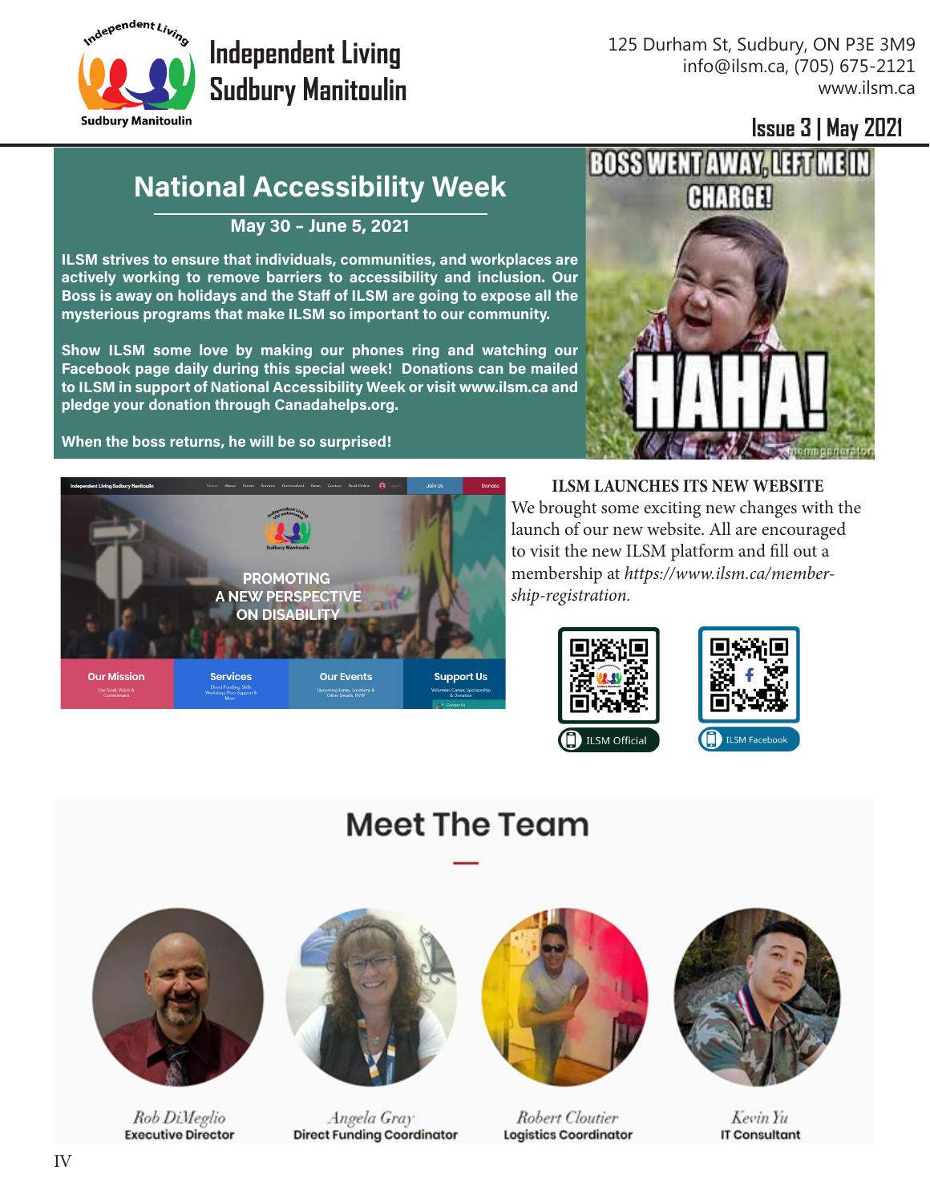# Independent Living Sudbury Manitoulin

125 Durham St, Sudbury, ON P3E 3M9
info@ilsm.ca, (705) 675-2121
www.ilsm.ca

**Issue 3 | May 2021**

## National Accessibility Week

**May 30 – June 5, 2021**

**ILSM strives to ensure that individuals, communities, and workplaces are actively working to remove barriers to accessibility and inclusion. Our Boss is away on holidays and the Staff of ILSM are going to expose all the mysterious programs that make ILSM so important to our community.**

**Show ILSM some love by making our phones ring and watching our Facebook page daily during this special week! Donations can be mailed to ILSM in support of National Accessibility Week or visit www.ilsm.ca and pledge your donation through Canadahelps.org.**

**When the boss returns, he will be so surprised!**

BOSS WENT AWAY, LEFT ME IN CHARGE!

HAHA!

## ILSM LAUNCHES ITS NEW WEBSITE

We brought some exciting new changes with the launch of our new website. All are encouraged to visit the new ILSM platform and fill out a membership at *https://www.ilsm.ca/membership-registration.*

ILSM Official

ILSM Facebook

## Meet The Team

*Rob DiMeglio*
**Executive Director**

*Angela Gray*
**Direct Funding Coordinator**

*Robert Cloutier*
**Logistics Coordinator**

*Kevin Yu*
**IT Consultant**